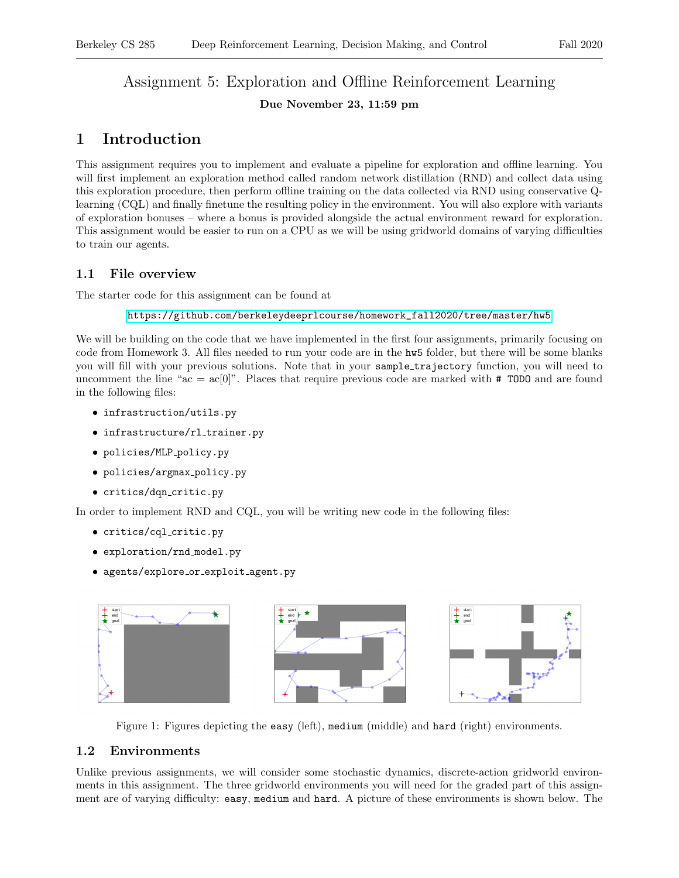# Assignment 5: Exploration and Offline Reinforcement Learning

**Due November 23, 11:59 pm**

## 1 Introduction

This assignment requires you to implement and evaluate a pipeline for exploration and offline learning. You will first implement an exploration method called random network distillation (RND) and collect data using this exploration procedure, then perform offline training on the data collected via RND using conservative Q-learning (CQL) and finally finetune the resulting policy in the environment. You will also explore with variants of exploration bonuses – where a bonus is provided alongside the actual environment reward for exploration. This assignment would be easier to run on a CPU as we will be using gridworld domains of varying difficulties to train our agents.

### 1.1 File overview

The starter code for this assignment can be found at

https://github.com/berkeleydeeprlcourse/homework_fall2020/tree/master/hw5

We will be building on the code that we have implemented in the first four assignments, primarily focusing on code from Homework 3. All files needed to run your code are in the `hw5` folder, but there will be some blanks you will fill with your previous solutions. Note that in your `sample_trajectory` function, you will need to uncomment the line "ac = ac[0]". Places that require previous code are marked with `# TODO` and are found in the following files:

- `infrastruction/utils.py`
- `infrastructure/rl_trainer.py`
- `policies/MLP_policy.py`
- `policies/argmax_policy.py`
- `critics/dqn_critic.py`

In order to implement RND and CQL, you will be writing new code in the following files:

- `critics/cql_critic.py`
- `exploration/rnd_model.py`
- `agents/explore_or_exploit_agent.py`

Figure 1: Figures depicting the `easy` (left), `medium` (middle) and `hard` (right) environments.

### 1.2 Environments

Unlike previous assignments, we will consider some stochastic dynamics, discrete-action gridworld environments in this assignment. The three gridworld environments you will need for the graded part of this assignment are of varying difficulty: `easy`, `medium` and `hard`. A picture of these environments is shown below. The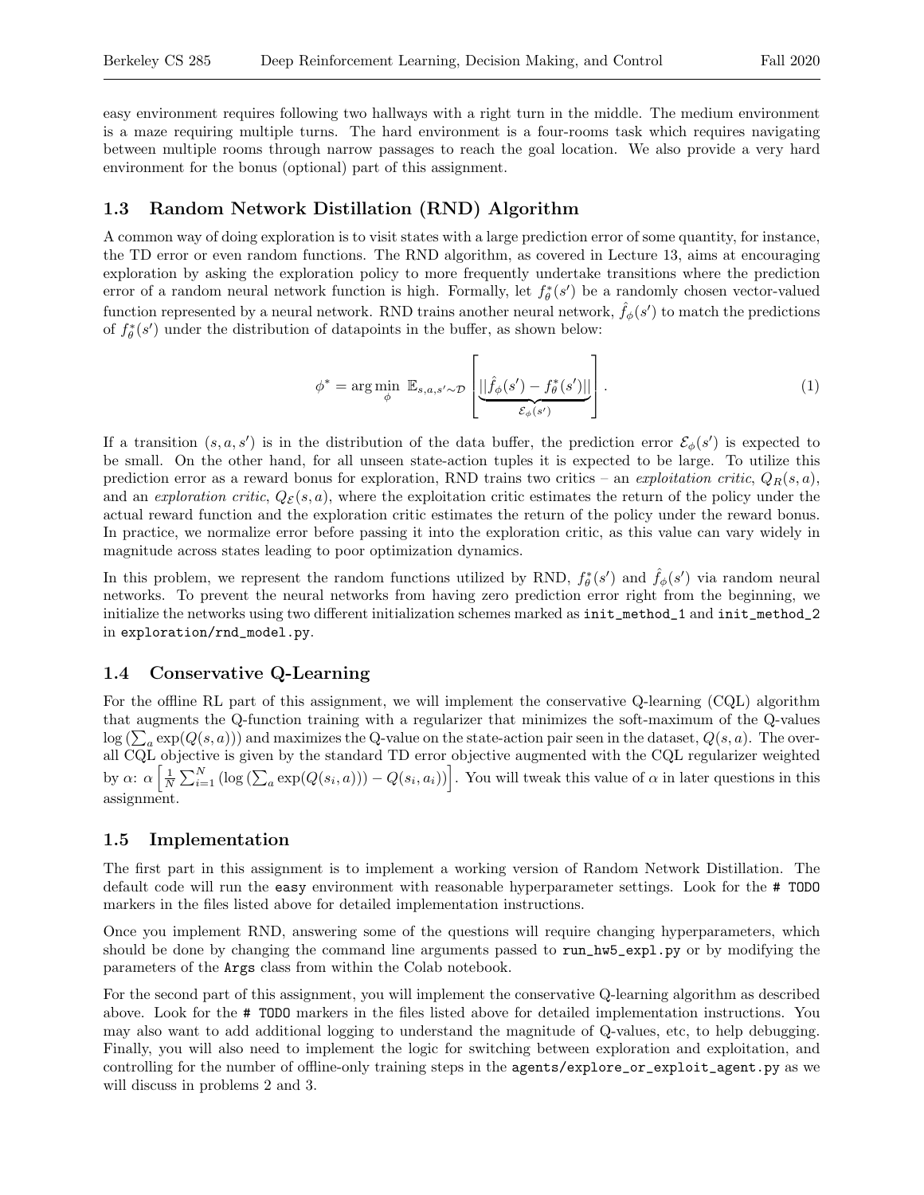easy environment requires following two hallways with a right turn in the middle. The medium environment is a maze requiring multiple turns. The hard environment is a four-rooms task which requires navigating between multiple rooms through narrow passages to reach the goal location. We also provide a very hard environment for the bonus (optional) part of this assignment.

### 1.3 Random Network Distillation (RND) Algorithm

A common way of doing exploration is to visit states with a large prediction error of some quantity, for instance, the TD error or even random functions. The RND algorithm, as covered in Lecture 13, aims at encouraging exploration by asking the exploration policy to more frequently undertake transitions where the prediction error of a random neural network function is high. Formally, let $f^*_\theta(s')$ be a randomly chosen vector-valued function represented by a neural network. RND trains another neural network, $\hat{f}_\phi(s')$ to match the predictions of $f^*_\theta(s')$ under the distribution of datapoints in the buffer, as shown below:

$$\phi^* = \arg\min_\phi \; \mathbb{E}_{s,a,s' \sim \mathcal{D}} \left[ \underbrace{||\hat{f}_\phi(s') - f^*_\theta(s')||}_{\mathcal{E}_\phi(s')} \right]. \tag{1}$$

If a transition $(s, a, s')$ is in the distribution of the data buffer, the prediction error $\mathcal{E}_\phi(s')$ is expected to be small. On the other hand, for all unseen state-action tuples it is expected to be large. To utilize this prediction error as a reward bonus for exploration, RND trains two critics – an *exploitation critic*, $Q_R(s, a)$, and an *exploration critic*, $Q_{\mathcal{E}}(s, a)$, where the exploitation critic estimates the return of the policy under the actual reward function and the exploration critic estimates the return of the policy under the reward bonus. In practice, we normalize error before passing it into the exploration critic, as this value can vary widely in magnitude across states leading to poor optimization dynamics.

In this problem, we represent the random functions utilized by RND, $f^*_\theta(s')$ and $\hat{f}_\phi(s')$ via random neural networks. To prevent the neural networks from having zero prediction error right from the beginning, we initialize the networks using two different initialization schemes marked as `init_method_1` and `init_method_2` in `exploration/rnd_model.py`.

### 1.4 Conservative Q-Learning

For the offline RL part of this assignment, we will implement the conservative Q-learning (CQL) algorithm that augments the Q-function training with a regularizer that minimizes the soft-maximum of the Q-values $\log\left(\sum_a \exp(Q(s, a))\right)$ and maximizes the Q-value on the state-action pair seen in the dataset, $Q(s, a)$. The overall CQL objective is given by the standard TD error objective augmented with the CQL regularizer weighted by $\alpha$: $\alpha \left[ \frac{1}{N} \sum_{i=1}^{N} \left( \log\left(\sum_a \exp(Q(s_i, a))\right) - Q(s_i, a_i) \right) \right]$. You will tweak this value of $\alpha$ in later questions in this assignment.

### 1.5 Implementation

The first part in this assignment is to implement a working version of Random Network Distillation. The default code will run the `easy` environment with reasonable hyperparameter settings. Look for the `# TODO` markers in the files listed above for detailed implementation instructions.

Once you implement RND, answering some of the questions will require changing hyperparameters, which should be done by changing the command line arguments passed to `run_hw5_expl.py` or by modifying the parameters of the `Args` class from within the Colab notebook.

For the second part of this assignment, you will implement the conservative Q-learning algorithm as described above. Look for the `# TODO` markers in the files listed above for detailed implementation instructions. You may also want to add additional logging to understand the magnitude of Q-values, etc, to help debugging. Finally, you will also need to implement the logic for switching between exploration and exploitation, and controlling for the number of offline-only training steps in the `agents/explore_or_exploit_agent.py` as we will discuss in problems 2 and 3.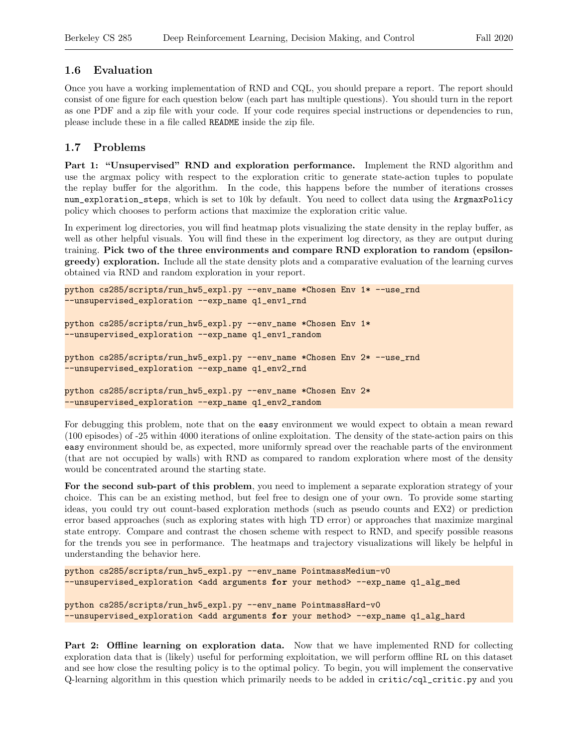### 1.6 Evaluation

Once you have a working implementation of RND and CQL, you should prepare a report. The report should consist of one figure for each question below (each part has multiple questions). You should turn in the report as one PDF and a zip file with your code. If your code requires special instructions or dependencies to run, please include these in a file called README inside the zip file.

### 1.7 Problems

**Part 1: "Unsupervised" RND and exploration performance.** Implement the RND algorithm and use the argmax policy with respect to the exploration critic to generate state-action tuples to populate the replay buffer for the algorithm. In the code, this happens before the number of iterations crosses num_exploration_steps, which is set to 10k by default. You need to collect data using the ArgmaxPolicy policy which chooses to perform actions that maximize the exploration critic value.

In experiment log directories, you will find heatmap plots visualizing the state density in the replay buffer, as well as other helpful visuals. You will find these in the experiment log directory, as they are output during training. **Pick two of the three environments and compare RND exploration to random (epsilon-greedy) exploration.** Include all the state density plots and a comparative evaluation of the learning curves obtained via RND and random exploration in your report.

```
python cs285/scripts/run_hw5_expl.py --env_name *Chosen Env 1* --use_rnd
--unsupervised_exploration --exp_name q1_env1_rnd

python cs285/scripts/run_hw5_expl.py --env_name *Chosen Env 1*
--unsupervised_exploration --exp_name q1_env1_random

python cs285/scripts/run_hw5_expl.py --env_name *Chosen Env 2* --use_rnd
--unsupervised_exploration --exp_name q1_env2_rnd

python cs285/scripts/run_hw5_expl.py --env_name *Chosen Env 2*
--unsupervised_exploration --exp_name q1_env2_random
```

For debugging this problem, note that on the easy environment we would expect to obtain a mean reward (100 episodes) of -25 within 4000 iterations of online exploitation. The density of the state-action pairs on this easy environment should be, as expected, more uniformly spread over the reachable parts of the environment (that are not occupied by walls) with RND as compared to random exploration where most of the density would be concentrated around the starting state.

**For the second sub-part of this problem**, you need to implement a separate exploration strategy of your choice. This can be an existing method, but feel free to design one of your own. To provide some starting ideas, you could try out count-based exploration methods (such as pseudo counts and EX2) or prediction error based approaches (such as exploring states with high TD error) or approaches that maximize marginal state entropy. Compare and contrast the chosen scheme with respect to RND, and specify possible reasons for the trends you see in performance. The heatmaps and trajectory visualizations will likely be helpful in understanding the behavior here.

```
python cs285/scripts/run_hw5_expl.py --env_name PointmassMedium-v0
--unsupervised_exploration <add arguments for your method> --exp_name q1_alg_med

python cs285/scripts/run_hw5_expl.py --env_name PointmassHard-v0
--unsupervised_exploration <add arguments for your method> --exp_name q1_alg_hard
```

**Part 2: Offline learning on exploration data.** Now that we have implemented RND for collecting exploration data that is (likely) useful for performing exploitation, we will perform offline RL on this dataset and see how close the resulting policy is to the optimal policy. To begin, you will implement the conservative Q-learning algorithm in this question which primarily needs to be added in critic/cql_critic.py and you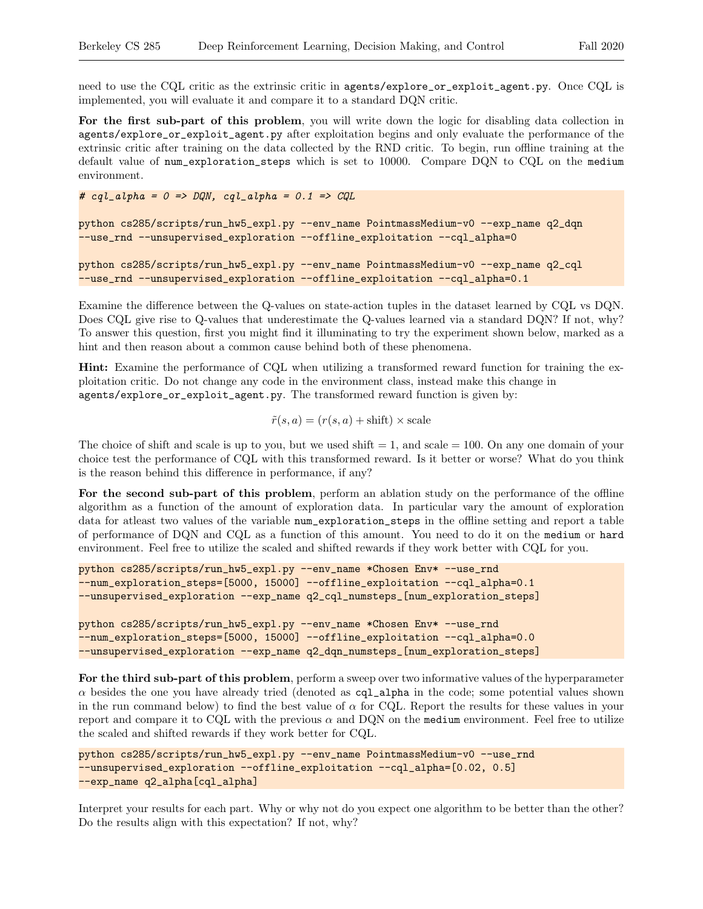need to use the CQL critic as the extrinsic critic in `agents/explore_or_exploit_agent.py`. Once CQL is implemented, you will evaluate it and compare it to a standard DQN critic.

**For the first sub-part of this problem**, you will write down the logic for disabling data collection in `agents/explore_or_exploit_agent.py` after exploitation begins and only evaluate the performance of the extrinsic critic after training on the data collected by the RND critic. To begin, run offline training at the default value of `num_exploration_steps` which is set to 10000. Compare DQN to CQL on the `medium` environment.

```
# cql_alpha = 0 => DQN, cql_alpha = 0.1 => CQL

python cs285/scripts/run_hw5_expl.py --env_name PointmassMedium-v0 --exp_name q2_dqn
--use_rnd --unsupervised_exploration --offline_exploitation --cql_alpha=0

python cs285/scripts/run_hw5_expl.py --env_name PointmassMedium-v0 --exp_name q2_cql
--use_rnd --unsupervised_exploration --offline_exploitation --cql_alpha=0.1
```

Examine the difference between the Q-values on state-action tuples in the dataset learned by CQL vs DQN. Does CQL give rise to Q-values that underestimate the Q-values learned via a standard DQN? If not, why? To answer this question, first you might find it illuminating to try the experiment shown below, marked as a hint and then reason about a common cause behind both of these phenomena.

**Hint:** Examine the performance of CQL when utilizing a transformed reward function for training the exploitation critic. Do not change any code in the environment class, instead make this change in `agents/explore_or_exploit_agent.py`. The transformed reward function is given by:

$$\tilde{r}(s, a) = (r(s, a) + \text{shift}) \times \text{scale}$$

The choice of shift and scale is up to you, but we used shift = 1, and scale = 100. On any one domain of your choice test the performance of CQL with this transformed reward. Is it better or worse? What do you think is the reason behind this difference in performance, if any?

**For the second sub-part of this problem**, perform an ablation study on the performance of the offline algorithm as a function of the amount of exploration data. In particular vary the amount of exploration data for atleast two values of the variable `num_exploration_steps` in the offline setting and report a table of performance of DQN and CQL as a function of this amount. You need to do it on the `medium` or `hard` environment. Feel free to utilize the scaled and shifted rewards if they work better with CQL for you.

```
python cs285/scripts/run_hw5_expl.py --env_name *Chosen Env* --use_rnd
--num_exploration_steps=[5000, 15000] --offline_exploitation --cql_alpha=0.1
--unsupervised_exploration --exp_name q2_cql_numsteps_[num_exploration_steps]

python cs285/scripts/run_hw5_expl.py --env_name *Chosen Env* --use_rnd
--num_exploration_steps=[5000, 15000] --offline_exploitation --cql_alpha=0.0
--unsupervised_exploration --exp_name q2_dqn_numsteps_[num_exploration_steps]
```

**For the third sub-part of this problem**, perform a sweep over two informative values of the hyperparameter $\alpha$ besides the one you have already tried (denoted as `cql_alpha` in the code; some potential values shown in the run command below) to find the best value of $\alpha$ for CQL. Report the results for these values in your report and compare it to CQL with the previous $\alpha$ and DQN on the `medium` environment. Feel free to utilize the scaled and shifted rewards if they work better for CQL.

```
python cs285/scripts/run_hw5_expl.py --env_name PointmassMedium-v0 --use_rnd
--unsupervised_exploration --offline_exploitation --cql_alpha=[0.02, 0.5]
--exp_name q2_alpha[cql_alpha]
```

Interpret your results for each part. Why or why not do you expect one algorithm to be better than the other? Do the results align with this expectation? If not, why?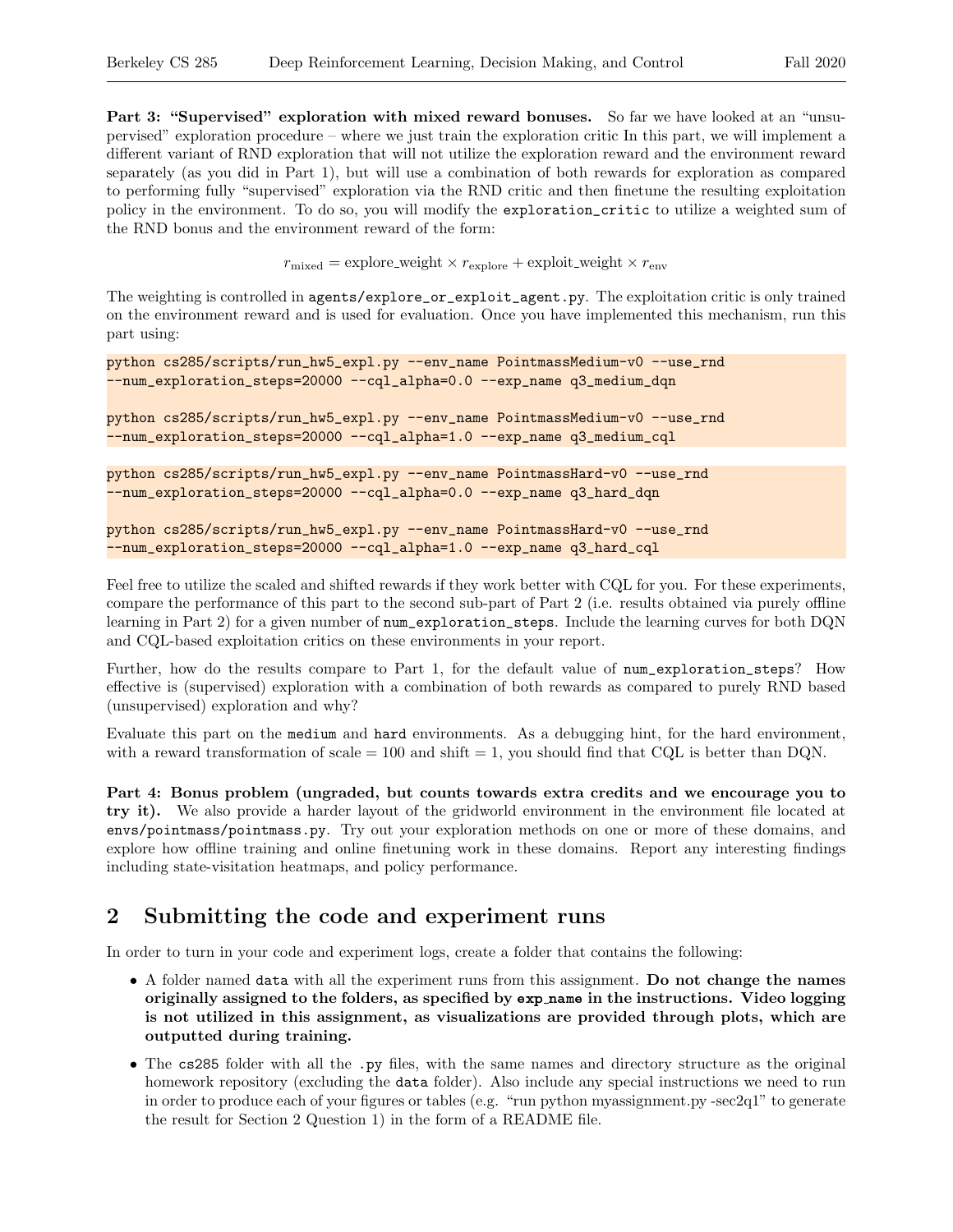**Part 3: "Supervised" exploration with mixed reward bonuses.** So far we have looked at an "unsupervised" exploration procedure – where we just train the exploration critic In this part, we will implement a different variant of RND exploration that will not utilize the exploration reward and the environment reward separately (as you did in Part 1), but will use a combination of both rewards for exploration as compared to performing fully "supervised" exploration via the RND critic and then finetune the resulting exploitation policy in the environment. To do so, you will modify the `exploration_critic` to utilize a weighted sum of the RND bonus and the environment reward of the form:

$$r_{\text{mixed}} = \text{explore\_weight} \times r_{\text{explore}} + \text{exploit\_weight} \times r_{\text{env}}$$

The weighting is controlled in `agents/explore_or_exploit_agent.py`. The exploitation critic is only trained on the environment reward and is used for evaluation. Once you have implemented this mechanism, run this part using:

```
python cs285/scripts/run_hw5_expl.py --env_name PointmassMedium-v0 --use_rnd
--num_exploration_steps=20000 --cql_alpha=0.0 --exp_name q3_medium_dqn

python cs285/scripts/run_hw5_expl.py --env_name PointmassMedium-v0 --use_rnd
--num_exploration_steps=20000 --cql_alpha=1.0 --exp_name q3_medium_cql
```

```
python cs285/scripts/run_hw5_expl.py --env_name PointmassHard-v0 --use_rnd
--num_exploration_steps=20000 --cql_alpha=0.0 --exp_name q3_hard_dqn

python cs285/scripts/run_hw5_expl.py --env_name PointmassHard-v0 --use_rnd
--num_exploration_steps=20000 --cql_alpha=1.0 --exp_name q3_hard_cql
```

Feel free to utilize the scaled and shifted rewards if they work better with CQL for you. For these experiments, compare the performance of this part to the second sub-part of Part 2 (i.e. results obtained via purely offline learning in Part 2) for a given number of `num_exploration_steps`. Include the learning curves for both DQN and CQL-based exploitation critics on these environments in your report.

Further, how do the results compare to Part 1, for the default value of `num_exploration_steps`? How effective is (supervised) exploration with a combination of both rewards as compared to purely RND based (unsupervised) exploration and why?

Evaluate this part on the `medium` and `hard` environments. As a debugging hint, for the hard environment, with a reward transformation of scale = 100 and shift = 1, you should find that CQL is better than DQN.

**Part 4: Bonus problem (ungraded, but counts towards extra credits and we encourage you to try it).** We also provide a harder layout of the gridworld environment in the environment file located at `envs/pointmass/pointmass.py`. Try out your exploration methods on one or more of these domains, and explore how offline training and online finetuning work in these domains. Report any interesting findings including state-visitation heatmaps, and policy performance.

## 2 Submitting the code and experiment runs

In order to turn in your code and experiment logs, create a folder that contains the following:

- A folder named `data` with all the experiment runs from this assignment. **Do not change the names originally assigned to the folders, as specified by `exp_name` in the instructions. Video logging is not utilized in this assignment, as visualizations are provided through plots, which are outputted during training.**
- The `cs285` folder with all the `.py` files, with the same names and directory structure as the original homework repository (excluding the `data` folder). Also include any special instructions we need to run in order to produce each of your figures or tables (e.g. "run python myassignment.py -sec2q1" to generate the result for Section 2 Question 1) in the form of a README file.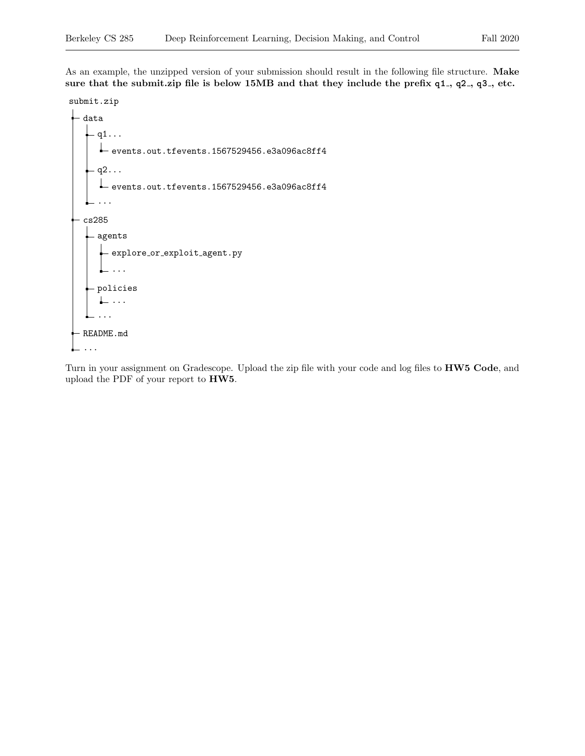As an example, the unzipped version of your submission should result in the following file structure. **Make sure that the submit.zip file is below 15MB and that they include the prefix q1_, q2_, q3_, etc.**

```
submit.zip
├── data
│   ├── q1...
│   │   └── events.out.tfevents.1567529456.e3a096ac8ff4
│   ├── q2...
│   │   └── events.out.tfevents.1567529456.e3a096ac8ff4
│   └── ...
├── cs285
│   ├── agents
│   │   ├── explore_or_exploit_agent.py
│   │   └── ...
│   ├── policies
│   │   └── ...
│   └── ...
├── README.md
└── ...
```

Turn in your assignment on Gradescope. Upload the zip file with your code and log files to **HW5 Code**, and upload the PDF of your report to **HW5**.